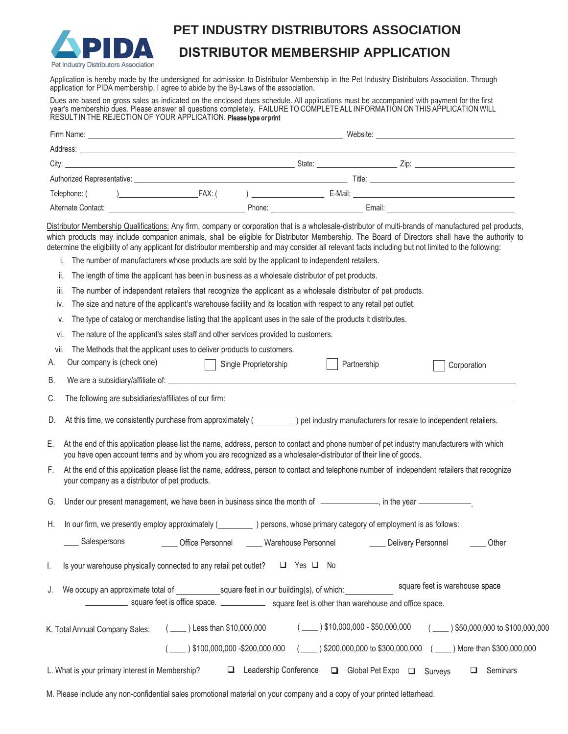PIDA
Pet Industry Distributors Association

# PET INDUSTRY DISTRIBUTORS ASSOCIATION

## DISTRIBUTOR MEMBERSHIP APPLICATION

Application is hereby made by the undersigned for admission to Distributor Membership in the Pet Industry Distributors Association. Through application for PIDA membership, I agree to abide by the By-Laws of the association.

Dues are based on gross sales as indicated on the enclosed dues schedule. All applications must be accompanied with payment for the first year's membership dues. Please answer all questions completely. FAILURE TO COMPLETE ALL INFORMATION ON THIS APPLICATION WILL RESULT IN THE REJECTION OF YOUR APPLICATION. **Please type or print**

Firm Name: ______________________________ Website: ______________________

Address: ______________________________________________________________

City: ______________________________ State: ______________ Zip: ______________

Authorized Representative: ______________________________ Title: ______________________

Telephone: ( ) ______________ FAX: ( ) ______________ E-Mail: ______________________

Alternate Contact: ______________________ Phone: ______________ Email: ______________________

Distributor Membership Qualifications: Any firm, company or corporation that is a wholesale-distributor of multi-brands of manufactured pet products, which products may include companion animals, shall be eligible for Distributor Membership. The Board of Directors shall have the authority to determine the eligibility of any applicant for distributor membership and may consider all relevant facts including but not limited to the following:

i. The number of manufacturers whose products are sold by the applicant to independent retailers.
ii. The length of time the applicant has been in business as a wholesale distributor of pet products.
iii. The number of independent retailers that recognize the applicant as a wholesale distributor of pet products.
iv. The size and nature of the applicant's warehouse facility and its location with respect to any retail pet outlet.
v. The type of catalog or merchandise listing that the applicant uses in the sale of the products it distributes.
vi. The nature of the applicant's sales staff and other services provided to customers.
vii. The Methods that the applicant uses to deliver products to customers.

A. Our company is (check one) ☐ Single Proprietorship ☐ Partnership ☐ Corporation

B. We are a subsidiary/affiliate of: ______________________________________________

C. The following are subsidiaries/affiliates of our firm: ______________________________________________

D. At this time, we consistently purchase from approximately (________ ) pet industry manufacturers for resale to independent retailers.

E. At the end of this application please list the name, address, person to contact and phone number of pet industry manufacturers with which you have open account terms and by whom you are recognized as a wholesaler-distributor of their line of goods.

F. At the end of this application please list the name, address, person to contact and telephone number of independent retailers that recognize your company as a distributor of pet products.

G. Under our present management, we have been in business since the month of ____________, in the year ____________.

H. In our firm, we presently employ approximately (________ ) persons, whose primary category of employment is as follows:

___ Salespersons ___ Office Personnel ___ Warehouse Personnel ___ Delivery Personnel ___ Other

I. Is your warehouse physically connected to any retail pet outlet? ☐ Yes ☐ No

J. We occupy an approximate total of __________ square feet in our building(s), of which: __________ square feet is warehouse space __________ square feet is office space. __________ square feet is other than warehouse and office space.

K. Total Annual Company Sales: ( ___ ) Less than $10,000,000 ( ___ ) $10,000,000 - $50,000,000 ( ___ ) $50,000,000 to $100,000,000 ( ___ ) $100,000,000 -$200,000,000 ( ___ ) $200,000,000 to $300,000,000 ( ___ ) More than $300,000,000

L. What is your primary interest in Membership? ☐ Leadership Conference ☐ Global Pet Expo ☐ Surveys ☐ Seminars

M. Please include any non-confidential sales promotional material on your company and a copy of your printed letterhead.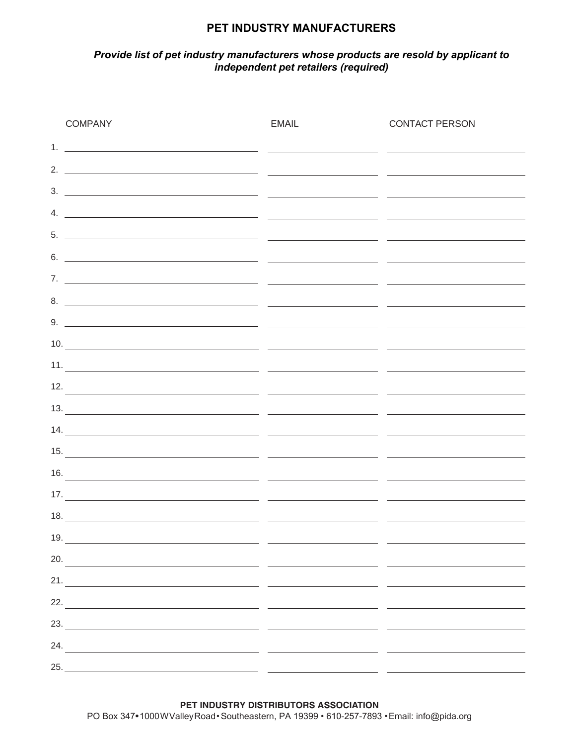## PET INDUSTRY MANUFACTURERS

***Provide list of pet industry manufacturers whose products are resold by applicant to independent pet retailers (required)***

| | COMPANY | EMAIL | CONTACT PERSON |
|---|---|---|---|
| 1. | | | |
| 2. | | | |
| 3. | | | |
| 4. | | | |
| 5. | | | |
| 6. | | | |
| 7. | | | |
| 8. | | | |
| 9. | | | |
| 10. | | | |
| 11. | | | |
| 12. | | | |
| 13. | | | |
| 14. | | | |
| 15. | | | |
| 16. | | | |
| 17. | | | |
| 18. | | | |
| 19. | | | |
| 20. | | | |
| 21. | | | |
| 22. | | | |
| 23. | | | |
| 24. | | | |
| 25. | | | |

**PET INDUSTRY DISTRIBUTORS ASSOCIATION**
PO Box 347 • 1000 W Valley Road • Southeastern, PA 19399 • 610-257-7893 • Email: info@pida.org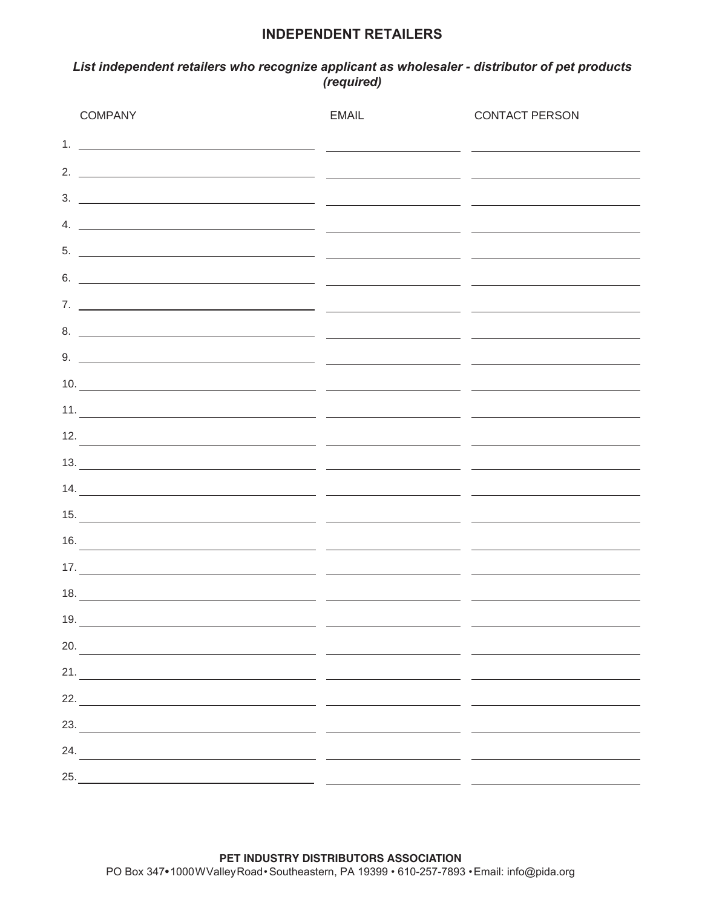## INDEPENDENT RETAILERS

***List independent retailers who recognize applicant as wholesaler - distributor of pet products (required)***

| | COMPANY | EMAIL | CONTACT PERSON |
|---|---|---|---|
| 1. | | | |
| 2. | | | |
| 3. | | | |
| 4. | | | |
| 5. | | | |
| 6. | | | |
| 7. | | | |
| 8. | | | |
| 9. | | | |
| 10. | | | |
| 11. | | | |
| 12. | | | |
| 13. | | | |
| 14. | | | |
| 15. | | | |
| 16. | | | |
| 17. | | | |
| 18. | | | |
| 19. | | | |
| 20. | | | |
| 21. | | | |
| 22. | | | |
| 23. | | | |
| 24. | | | |
| 25. | | | |

**PET INDUSTRY DISTRIBUTORS ASSOCIATION**
PO Box 347 • 1000 W Valley Road • Southeastern, PA 19399 • 610-257-7893 • Email: info@pida.org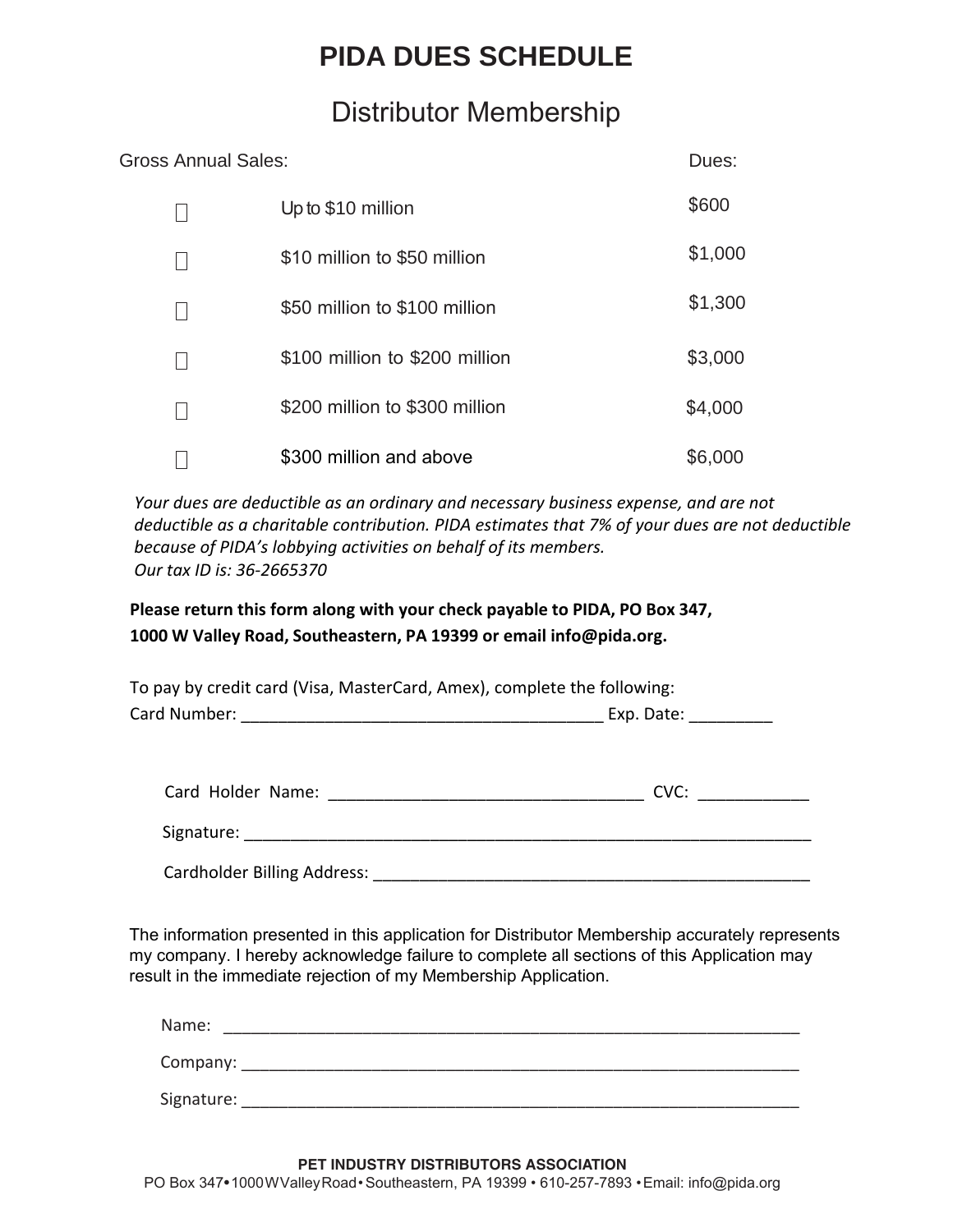# PIDA DUES SCHEDULE

## Distributor Membership

| | Gross Annual Sales: | Dues: |
|---|---|---|
| ☐ | Up to $10 million | $600 |
| ☐ | $10 million to $50 million | $1,000 |
| ☐ | $50 million to $100 million | $1,300 |
| ☐ | $100 million to $200 million | $3,000 |
| ☐ | $200 million to $300 million | $4,000 |
| ☐ | $300 million and above | $6,000 |

*Your dues are deductible as an ordinary and necessary business expense, and are not deductible as a charitable contribution. PIDA estimates that 7% of your dues are not deductible because of PIDA's lobbying activities on behalf of its members.*
*Our tax ID is: 36-2665370*

**Please return this form along with your check payable to PIDA, PO Box 347, 1000 W Valley Road, Southeastern, PA 19399 or email info@pida.org.**

To pay by credit card (Visa, MasterCard, Amex), complete the following:

Card Number: ________________________________________ Exp. Date: _________

Card Holder Name: __________________________________ CVC: ____________

Signature: _________________________________________________________________

Cardholder Billing Address: _________________________________________________

The information presented in this application for Distributor Membership accurately represents my company. I hereby acknowledge failure to complete all sections of this Application may result in the immediate rejection of my Membership Application.

Name: _____________________________________________________________________

Company: ___________________________________________________________________

Signature: _________________________________________________________________

**PET INDUSTRY DISTRIBUTORS ASSOCIATION**
PO Box 347 • 1000 W Valley Road • Southeastern, PA 19399 • 610-257-7893 • Email: info@pida.org